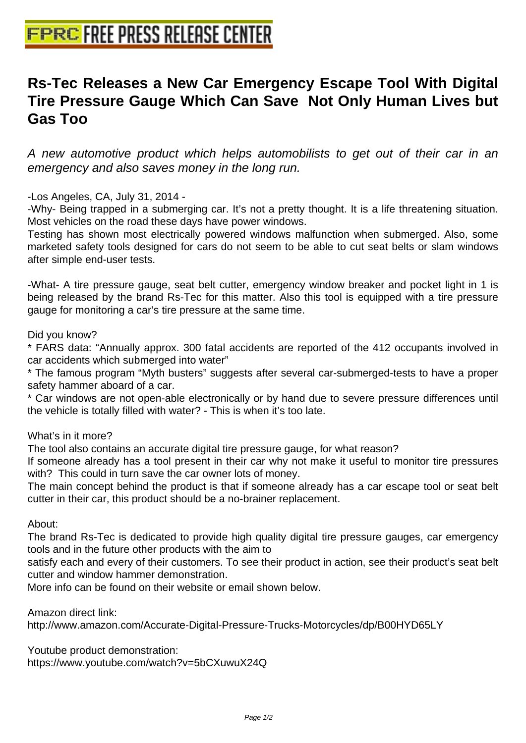# Rs-Tec Releases a New Car Emergency Escape Tool With Digital Tire Pressure Gauge Which Can Save  Not Only Human Lives but Gas Too

*A new automotive product which helps automobilists to get out of their car in an emergency and also saves money in the long run.*

-Los Angeles, CA, July 31, 2014 -

-Why- Being trapped in a submerging car. It's not a pretty thought. It is a life threatening situation. Most vehicles on the road these days have power windows.

Testing has shown most electrically powered windows malfunction when submerged. Also, some marketed safety tools designed for cars do not seem to be able to cut seat belts or slam windows after simple end-user tests.

-What- A tire pressure gauge, seat belt cutter, emergency window breaker and pocket light in 1 is being released by the brand Rs-Tec for this matter. Also this tool is equipped with a tire pressure gauge for monitoring a car's tire pressure at the same time.

Did you know?

* FARS data: "Annually approx. 300 fatal accidents are reported of the 412 occupants involved in car accidents which submerged into water"
* The famous program "Myth busters" suggests after several car-submerged-tests to have a proper safety hammer aboard of a car.
* Car windows are not open-able electronically or by hand due to severe pressure differences until the vehicle is totally filled with water? - This is when it's too late.

What's in it more?

The tool also contains an accurate digital tire pressure gauge, for what reason?

If someone already has a tool present in their car why not make it useful to monitor tire pressures with?  This could in turn save the car owner lots of money.

The main concept behind the product is that if someone already has a car escape tool or seat belt cutter in their car, this product should be a no-brainer replacement.

About:

The brand Rs-Tec is dedicated to provide high quality digital tire pressure gauges, car emergency tools and in the future other products with the aim to
satisfy each and every of their customers. To see their product in action, see their product's seat belt cutter and window hammer demonstration.

More info can be found on their website or email shown below.

Amazon direct link:
http://www.amazon.com/Accurate-Digital-Pressure-Trucks-Motorcycles/dp/B00HYD65LY

Youtube product demonstration:
https://www.youtube.com/watch?v=5bCXuwuX24Q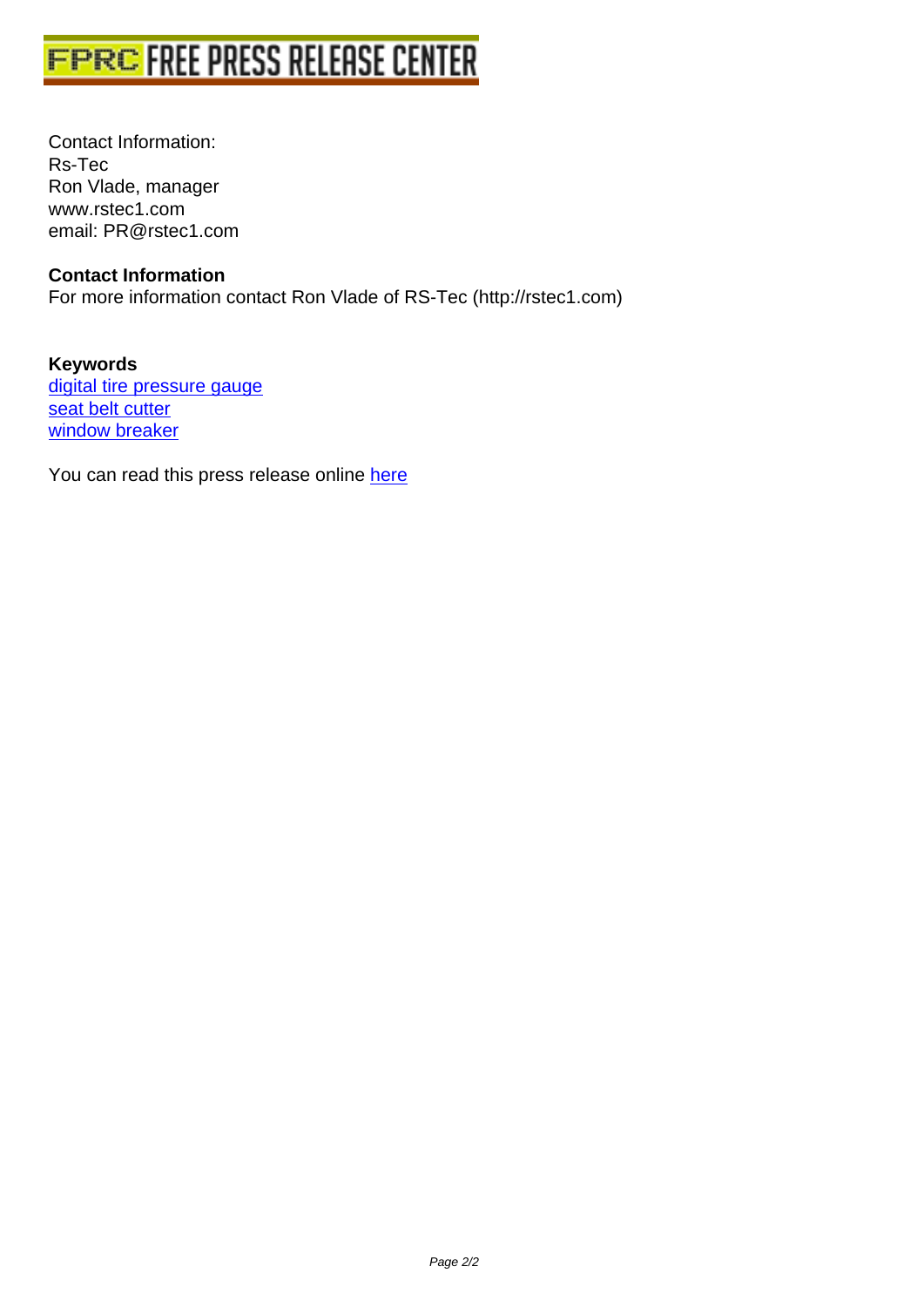FPRC FREE PRESS RELEASE CENTER

Contact Information:
Rs-Tec
Ron Vlade, manager
www.rstec1.com
email: PR@rstec1.com

**Contact Information**
For more information contact Ron Vlade of RS-Tec (http://rstec1.com)

**Keywords**
digital tire pressure gauge
seat belt cutter
window breaker

You can read this press release online here